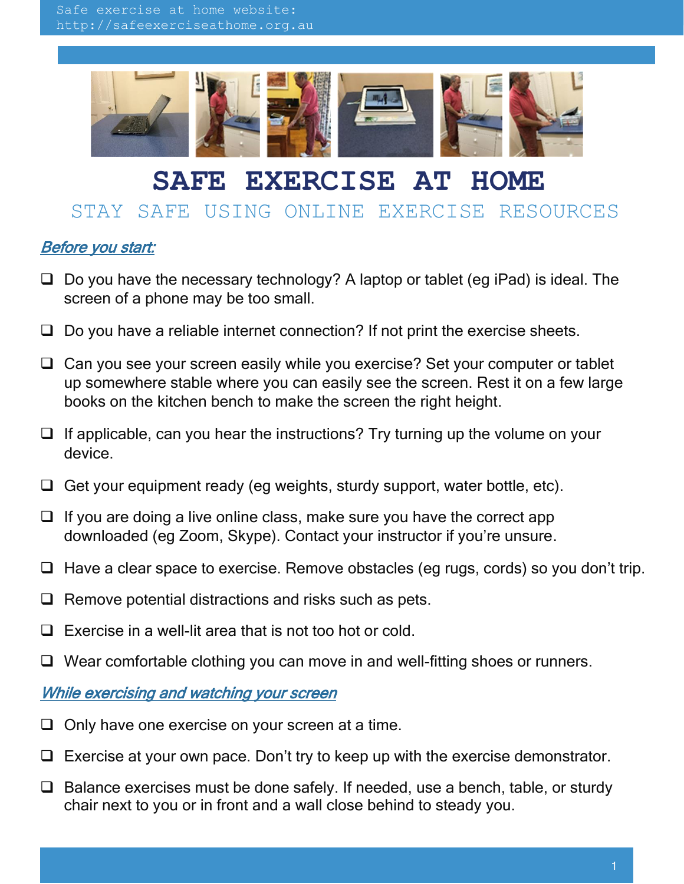Safe exercise at home website: http://safeexerciseathome.org.au

# SAFE EXERCISE AT HOME

## STAY SAFE USING ONLINE EXERCISE RESOURCES

### *Before you start:*

- ❑ Do you have the necessary technology? A laptop or tablet (eg iPad) is ideal. The screen of a phone may be too small.
- ❑ Do you have a reliable internet connection? If not print the exercise sheets.
- ❑ Can you see your screen easily while you exercise? Set your computer or tablet up somewhere stable where you can easily see the screen. Rest it on a few large books on the kitchen bench to make the screen the right height.
- ❑ If applicable, can you hear the instructions? Try turning up the volume on your device.
- ❑ Get your equipment ready (eg weights, sturdy support, water bottle, etc).
- ❑ If you are doing a live online class, make sure you have the correct app downloaded (eg Zoom, Skype). Contact your instructor if you're unsure.
- ❑ Have a clear space to exercise. Remove obstacles (eg rugs, cords) so you don't trip.
- ❑ Remove potential distractions and risks such as pets.
- ❑ Exercise in a well-lit area that is not too hot or cold.
- ❑ Wear comfortable clothing you can move in and well-fitting shoes or runners.

### *While exercising and watching your screen*

- ❑ Only have one exercise on your screen at a time.
- ❑ Exercise at your own pace. Don't try to keep up with the exercise demonstrator.
- ❑ Balance exercises must be done safely. If needed, use a bench, table, or sturdy chair next to you or in front and a wall close behind to steady you.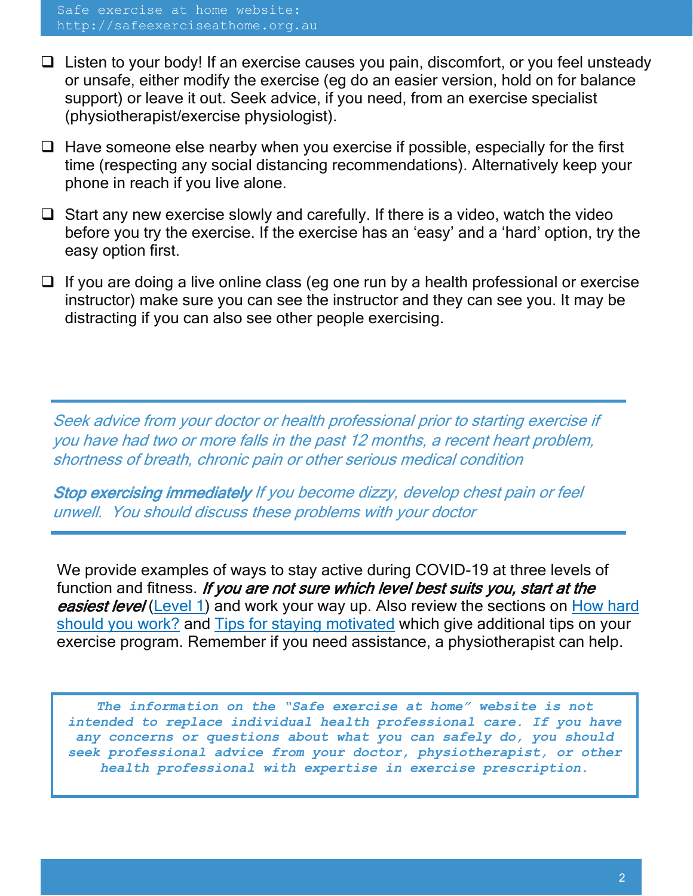- [ ] Listen to your body! If an exercise causes you pain, discomfort, or you feel unsteady or unsafe, either modify the exercise (eg do an easier version, hold on for balance support) or leave it out. Seek advice, if you need, from an exercise specialist (physiotherapist/exercise physiologist).
- [ ] Have someone else nearby when you exercise if possible, especially for the first time (respecting any social distancing recommendations). Alternatively keep your phone in reach if you live alone.
- [ ] Start any new exercise slowly and carefully. If there is a video, watch the video before you try the exercise. If the exercise has an 'easy' and a 'hard' option, try the easy option first.
- [ ] If you are doing a live online class (eg one run by a health professional or exercise instructor) make sure you can see the instructor and they can see you. It may be distracting if you can also see other people exercising.

---

*Seek advice from your doctor or health professional prior to starting exercise if you have had two or more falls in the past 12 months, a recent heart problem, shortness of breath, chronic pain or other serious medical condition*

***Stop exercising immediately*** *If you become dizzy, develop chest pain or feel unwell. You should discuss these problems with your doctor*

---

We provide examples of ways to stay active during COVID-19 at three levels of function and fitness. ***If you are not sure which level best suits you, start at the easiest level*** (Level 1) and work your way up. Also review the sections on How hard should you work? and Tips for staying motivated which give additional tips on your exercise program. Remember if you need assistance, a physiotherapist can help.

> ***The information on the "Safe exercise at home" website is not intended to replace individual health professional care. If you have any concerns or questions about what you can safely do, you should seek professional advice from your doctor, physiotherapist, or other health professional with expertise in exercise prescription.***